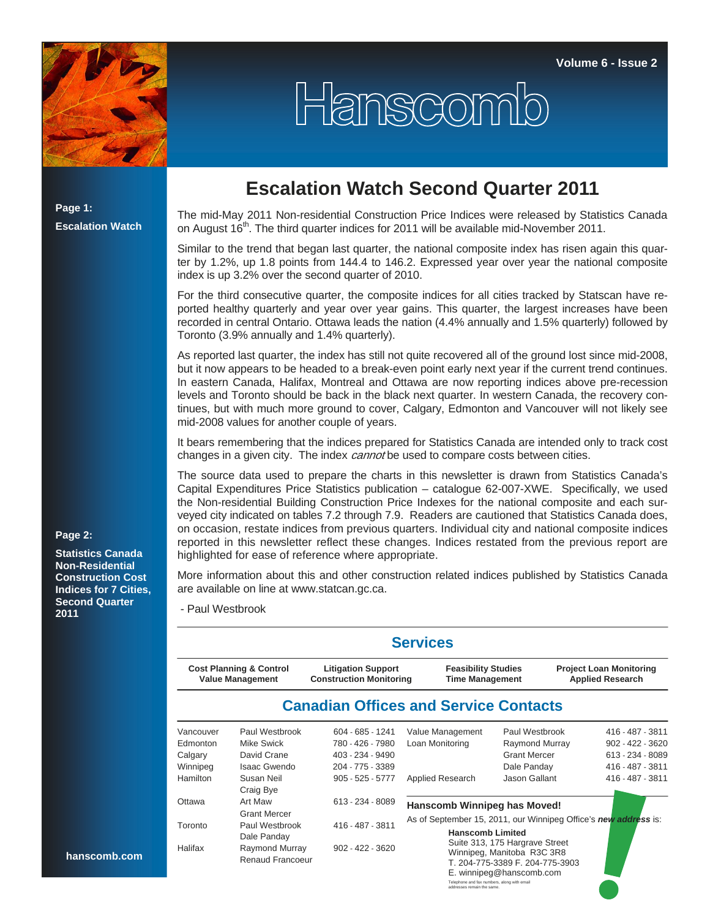# Hanscomb

Page 1: Escalation Watch

Page 2: Statistics Canada Non-Residential Construction Cost Indices for 7 Cities, Second Quarter 2011

hanscomb.com

## Escalation Watch Second Quarter 2011

The mid-May 2011 Non-residential Construction Price Indices were released by Statistics Canada on August 16th. The third quarter indices for 2011 will be available mid-November 2011.

Similar to the trend that began last quarter, the national composite index has risen again this quarter by 1.2%, up 1.8 points from 144.4 to 146.2. Expressed year over year the national composite index is up 3.2% over the second quarter of 2010.

For the third consecutive quarter, the composite indices for all cities tracked by Statscan have reported healthy quarterly and year over year gains. This quarter, the largest increases have been recorded in central Ontario. Ottawa leads the nation (4.4% annually and 1.5% quarterly) followed by Toronto (3.9% annually and 1.4% quarterly).

As reported last quarter, the index has still not quite recovered all of the ground lost since mid-2008, but it now appears to be headed to a break-even point early next year if the current trend continues. In eastern Canada, Halifax, Montreal and Ottawa are now reporting indices above pre-recession levels and Toronto should be back in the black next quarter. In western Canada, the recovery continues, but with much more ground to cover, Calgary, Edmonton and Vancouver will not likely see mid-2008 values for another couple of years.

It bears remembering that the indices prepared for Statistics Canada are intended only to track cost changes in a given city. The index *cannot* be used to compare costs between cities.

The source data used to prepare the charts in this newsletter is drawn from Statistics Canada's Capital Expenditures Price Statistics publication – catalogue 62-007-XWE. Specifically, we used the Non-residential Building Construction Price Indexes for the national composite and each surveyed city indicated on tables 7.2 through 7.9. Readers are cautioned that Statistics Canada does, on occasion, restate indices from previous quarters. Individual city and national composite indices reported in this newsletter reflect these changes. Indices restated from the previous report are highlighted for ease of reference where appropriate.

More information about this and other construction related indices published by Statistics Canada are available on line at www.statcan.gc.ca.

- Paul Westbrook

## Services

| Cost Planning & Control | Litigation Support | Feasibility Studies | Project Loan Monitoring |
|---|---|---|---|
| Value Management | Construction Monitoring | Time Management | Applied Research |

## Canadian Offices and Service Contacts

| City | Contact | Phone |
|---|---|---|
| Vancouver | Paul Westbrook | 604 - 685 - 1241 |
| Edmonton | Mike Swick | 780 - 426 - 7980 |
| Calgary | David Crane | 403 - 234 - 9490 |
| Winnipeg | Isaac Gwendo | 204 - 775 - 3389 |
| Hamilton | Susan Neil<br>Craig Bye | 905 - 525 - 5777 |
| Ottawa | Art Maw<br>Grant Mercer | 613 - 234 - 8089 |
| Toronto | Paul Westbrook<br>Dale Panday | 416 - 487 - 3811 |
| Halifax | Raymond Murray<br>Renaud Francoeur | 902 - 422 - 3620 |

| Service | Contact | Phone |
|---|---|---|
| Value Management | Paul Westbrook | 416 - 487 - 3811 |
| Loan Monitoring | Raymond Murray | 902 - 422 - 3620 |
| | Grant Mercer | 613 - 234 - 8089 |
| | Dale Panday | 416 - 487 - 3811 |
| Applied Research | Jason Gallant | 416 - 487 - 3811 |

### Hanscomb Winnipeg has Moved!

As of September 15, 2011, our Winnipeg Office's ***new address*** is:

**Hanscomb Limited**
Suite 313, 175 Hargrave Street
Winnipeg, Manitoba R3C 3R8
T. 204-775-3389 F. 204-775-3903
E. winnipeg@hanscomb.com

Telephone and fax numbers, along with email addresses remain the same.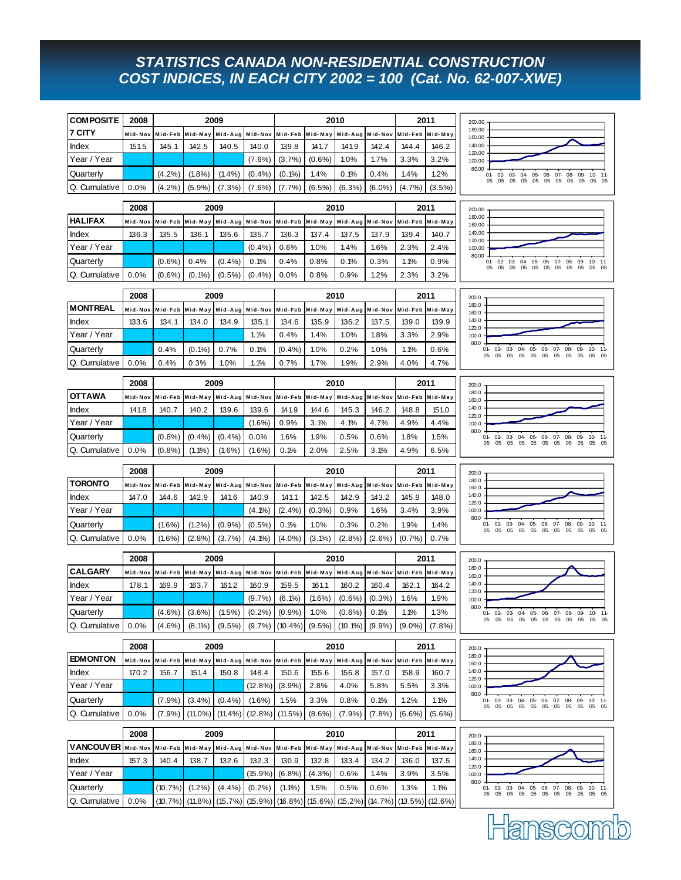# STATISTICS CANADA NON-RESIDENTIAL CONSTRUCTION COST INDICES, IN EACH CITY 2002 = 100 (Cat. No. 62-007-XWE)

| COMPOSITE 7 CITY | 2008 | 2009 | | | | 2010 | | | | 2011 | |
|---|---|---|---|---|---|---|---|---|---|---|---|
| | Mid-Nov | Mid-Feb | Mid-May | Mid-Aug | Mid-Nov | Mid-Feb | Mid-May | Mid-Aug | Mid-Nov | Mid-Feb | Mid-May |
| Index | 151.5 | 145.1 | 142.5 | 140.5 | 140.0 | 139.8 | 141.7 | 141.9 | 142.4 | 144.4 | 146.2 |
| Year / Year | | | | | (7.6%) | (3.7%) | (0.6%) | 1.0% | 1.7% | 3.3% | 3.2% |
| Quarterly | | (4.2%) | (1.8%) | (1.4%) | (0.4%) | (0.1%) | 1.4% | 0.1% | 0.4% | 1.4% | 1.2% |
| Q. Cumulative | 0.0% | (4.2%) | (5.9%) | (7.3%) | (7.6%) | (7.7%) | (6.5%) | (6.3%) | (6.0%) | (4.7%) | (3.5%) |

200.00
180.00
160.00
140.00
120.00
100.00
80.00
01-05 02-05 03-05 04-05 05-05 06-05 07-05 08-05 09-05 10-05 11-05

| HALIFAX | 2008 | 2009 | | | | 2010 | | | | 2011 | |
|---|---|---|---|---|---|---|---|---|---|---|---|
| | Mid-Nov | Mid-Feb | Mid-May | Mid-Aug | Mid-Nov | Mid-Feb | Mid-May | Mid-Aug | Mid-Nov | Mid-Feb | Mid-May |
| Index | 136.3 | 135.5 | 136.1 | 135.6 | 135.7 | 136.3 | 137.4 | 137.5 | 137.9 | 139.4 | 140.7 |
| Year / Year | | | | | (0.4%) | 0.6% | 1.0% | 1.4% | 1.6% | 2.3% | 2.4% |
| Quarterly | | (0.6%) | 0.4% | (0.4%) | 0.1% | 0.4% | 0.8% | 0.1% | 0.3% | 1.1% | 0.9% |
| Q. Cumulative | 0.0% | (0.6%) | (0.1%) | (0.5%) | (0.4%) | 0.0% | 0.8% | 0.9% | 1.2% | 2.3% | 3.2% |

200.00
180.00
160.00
140.00
120.00
100.00
80.00
01-05 02-05 03-05 04-05 05-05 06-05 07-05 08-05 09-05 10-05 11-05

| MONTREAL | 2008 | 2009 | | | | 2010 | | | | 2011 | |
|---|---|---|---|---|---|---|---|---|---|---|---|
| | Mid-Nov | Mid-Feb | Mid-May | Mid-Aug | Mid-Nov | Mid-Feb | Mid-May | Mid-Aug | Mid-Nov | Mid-Feb | Mid-May |
| Index | 133.6 | 134.1 | 134.0 | 134.9 | 135.1 | 134.6 | 135.9 | 136.2 | 137.5 | 139.0 | 139.9 |
| Year / Year | | | | | 1.1% | 0.4% | 1.4% | 1.0% | 1.8% | 3.3% | 2.9% |
| Quarterly | | 0.4% | (0.1%) | 0.7% | 0.1% | (0.4%) | 1.0% | 0.2% | 1.0% | 1.1% | 0.6% |
| Q. Cumulative | 0.0% | 0.4% | 0.3% | 1.0% | 1.1% | 0.7% | 1.7% | 1.9% | 2.9% | 4.0% | 4.7% |

200.0
180.0
160.0
140.0
120.0
100.0
80.0
01-05 02-05 03-05 04-05 05-05 06-05 07-05 08-05 09-05 10-05 11-05

| OTTAWA | 2008 | 2009 | | | | 2010 | | | | 2011 | |
|---|---|---|---|---|---|---|---|---|---|---|---|
| | Mid-Nov | Mid-Feb | Mid-May | Mid-Aug | Mid-Nov | Mid-Feb | Mid-May | Mid-Aug | Mid-Nov | Mid-Feb | Mid-May |
| Index | 141.8 | 140.7 | 140.2 | 139.6 | 139.6 | 141.9 | 144.6 | 145.3 | 146.2 | 148.8 | 151.0 |
| Year / Year | | | | | (1.6%) | 0.9% | 3.1% | 4.1% | 4.7% | 4.9% | 4.4% |
| Quarterly | | (0.8%) | (0.4%) | (0.4%) | 0.0% | 1.6% | 1.9% | 0.5% | 0.6% | 1.8% | 1.5% |
| Q. Cumulative | 0.0% | (0.8%) | (1.1%) | (1.6%) | (1.6%) | 0.1% | 2.0% | 2.5% | 3.1% | 4.9% | 6.5% |

200.0
180.0
160.0
140.0
120.0
100.0
80.0
01-05 02-05 03-05 04-05 05-05 06-05 07-05 08-05 09-05 10-05 11-05

| TORONTO | 2008 | 2009 | | | | 2010 | | | | 2011 | |
|---|---|---|---|---|---|---|---|---|---|---|---|
| | Mid-Nov | Mid-Feb | Mid-May | Mid-Aug | Mid-Nov | Mid-Feb | Mid-May | Mid-Aug | Mid-Nov | Mid-Feb | Mid-May |
| Index | 147.0 | 144.6 | 142.9 | 141.6 | 140.9 | 141.1 | 142.5 | 142.9 | 143.2 | 145.9 | 148.0 |
| Year / Year | | | | | (4.1%) | (2.4%) | (0.3%) | 0.9% | 1.6% | 3.4% | 3.9% |
| Quarterly | | (1.6%) | (1.2%) | (0.9%) | (0.5%) | 0.1% | 1.0% | 0.3% | 0.2% | 1.9% | 1.4% |
| Q. Cumulative | 0.0% | (1.6%) | (2.8%) | (3.7%) | (4.1%) | (4.0%) | (3.1%) | (2.8%) | (2.6%) | (0.7%) | 0.7% |

200.0
180.0
160.0
140.0
120.0
100.0
80.0
01-05 02-05 03-05 04-05 05-05 06-05 07-05 08-05 09-05 10-05 11-05

| CALGARY | 2008 | 2009 | | | | 2010 | | | | 2011 | |
|---|---|---|---|---|---|---|---|---|---|---|---|
| | Mid-Nov | Mid-Feb | Mid-May | Mid-Aug | Mid-Nov | Mid-Feb | Mid-May | Mid-Aug | Mid-Nov | Mid-Feb | Mid-May |
| Index | 178.1 | 169.9 | 163.7 | 161.2 | 160.9 | 159.5 | 161.1 | 160.2 | 160.4 | 162.1 | 164.2 |
| Year / Year | | | | | (9.7%) | (6.1%) | (1.6%) | (0.6%) | (0.3%) | 1.6% | 1.9% |
| Quarterly | | (4.6%) | (3.6%) | (1.5%) | (0.2%) | (0.9%) | 1.0% | (0.6%) | 0.1% | 1.1% | 1.3% |
| Q. Cumulative | 0.0% | (4.6%) | (8.1%) | (9.5%) | (9.7%) | (10.4%) | (9.5%) | (10.1%) | (9.9%) | (9.0%) | (7.8%) |

200.0
180.0
160.0
140.0
120.0
100.0
80.0
01-05 02-05 03-05 04-05 05-05 06-05 07-05 08-05 09-05 10-05 11-05

| EDMONTON | 2008 | 2009 | | | | 2010 | | | | 2011 | |
|---|---|---|---|---|---|---|---|---|---|---|---|
| | Mid-Nov | Mid-Feb | Mid-May | Mid-Aug | Mid-Nov | Mid-Feb | Mid-May | Mid-Aug | Mid-Nov | Mid-Feb | Mid-May |
| Index | 170.2 | 156.7 | 151.4 | 150.8 | 148.4 | 150.6 | 155.6 | 156.8 | 157.0 | 158.9 | 160.7 |
| Year / Year | | | | | (12.8%) | (3.9%) | 2.8% | 4.0% | 5.8% | 5.5% | 3.3% |
| Quarterly | | (7.9%) | (3.4%) | (0.4%) | (1.6%) | 1.5% | 3.3% | 0.8% | 0.1% | 1.2% | 1.1% |
| Q. Cumulative | 0.0% | (7.9%) | (11.0%) | (11.4%) | (12.8%) | (11.5%) | (8.6%) | (7.9%) | (7.8%) | (6.6%) | (5.6%) |

200.0
180.0
160.0
140.0
120.0
100.0
80.0
01-05 02-05 03-05 04-05 05-05 06-05 07-05 08-05 09-05 10-05 11-05

| VANCOUVER | 2008 | 2009 | | | | 2010 | | | | 2011 | |
|---|---|---|---|---|---|---|---|---|---|---|---|
| | Mid-Nov | Mid-Feb | Mid-May | Mid-Aug | Mid-Nov | Mid-Feb | Mid-May | Mid-Aug | Mid-Nov | Mid-Feb | Mid-May |
| Index | 157.3 | 140.4 | 138.7 | 132.6 | 132.3 | 130.9 | 132.8 | 133.4 | 134.2 | 136.0 | 137.5 |
| Year / Year | | | | | (15.9%) | (6.8%) | (4.3%) | 0.6% | 1.4% | 3.9% | 3.5% |
| Quarterly | | (10.7%) | (1.2%) | (4.4%) | (0.2%) | (1.1%) | 1.5% | 0.5% | 0.6% | 1.3% | 1.1% |
| Q. Cumulative | 0.0% | (10.7%) | (11.8%) | (15.7%) | (15.9%) | (16.8%) | (15.6%) | (15.2%) | (14.7%) | (13.5%) | (12.6%) |

200.0
180.0
160.0
140.0
120.0
100.0
80.0
01-05 02-05 03-05 04-05 05-05 06-05 07-05 08-05 09-05 10-05 11-05

Hanscomb